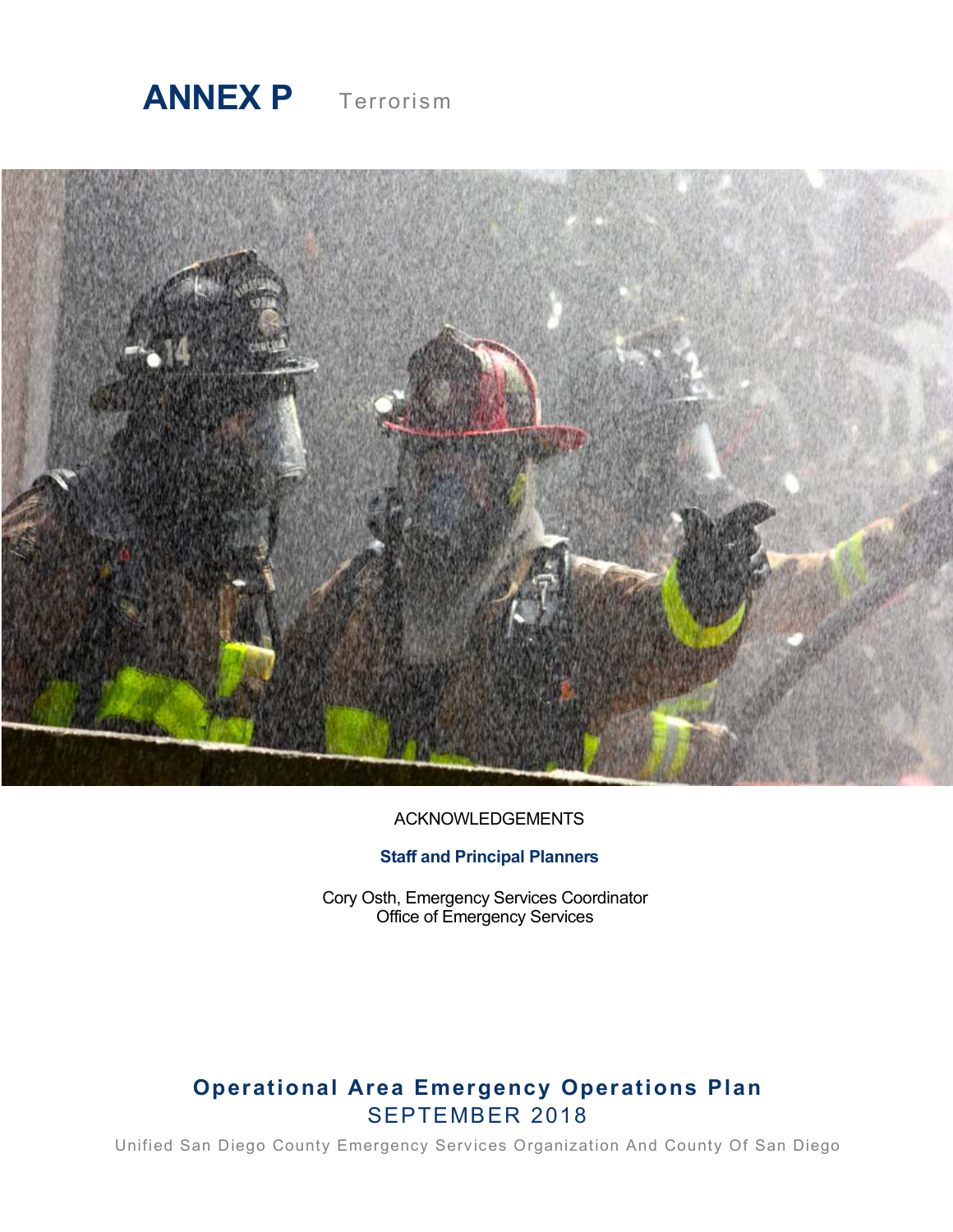# ANNEX P Terrorism

ACKNOWLEDGEMENTS

**Staff and Principal Planners**

Cory Osth, Emergency Services Coordinator
Office of Emergency Services

**Operational Area Emergency Operations Plan**
SEPTEMBER 2018

Unified San Diego County Emergency Services Organization And County Of San Diego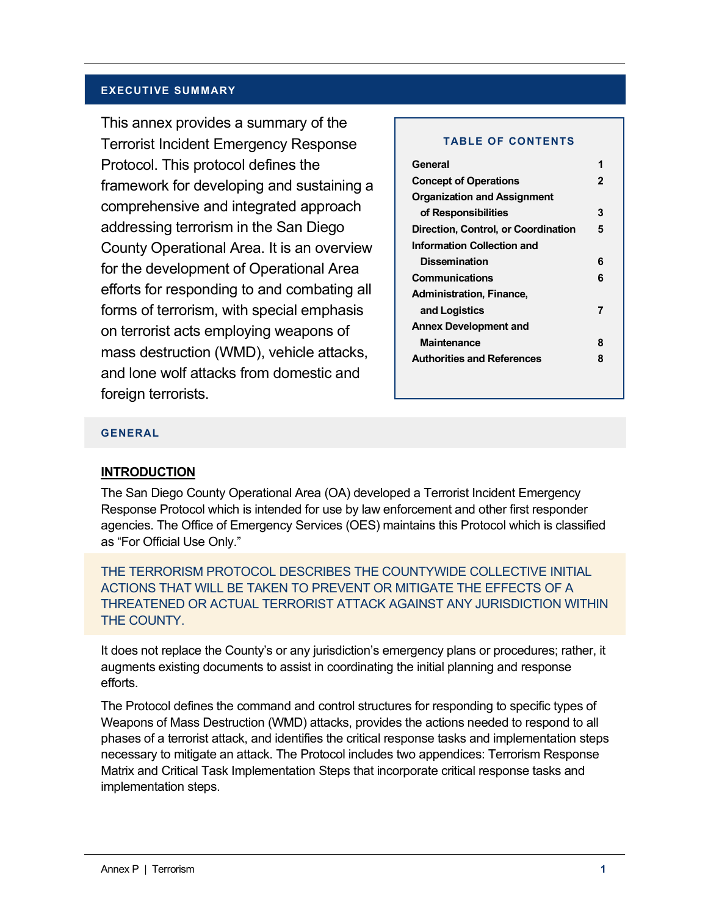## EXECUTIVE SUMMARY

This annex provides a summary of the Terrorist Incident Emergency Response Protocol. This protocol defines the framework for developing and sustaining a comprehensive and integrated approach addressing terrorism in the San Diego County Operational Area. It is an overview for the development of Operational Area efforts for responding to and combating all forms of terrorism, with special emphasis on terrorist acts employing weapons of mass destruction (WMD), vehicle attacks, and lone wolf attacks from domestic and foreign terrorists.

**TABLE OF CONTENTS**

| | |
|---|---|
| **General** | **1** |
| **Concept of Operations** | **2** |
| **Organization and Assignment of Responsibilities** | **3** |
| **Direction, Control, or Coordination** | **5** |
| **Information Collection and Dissemination** | **6** |
| **Communications** | **6** |
| **Administration, Finance, and Logistics** | **7** |
| **Annex Development and Maintenance** | **8** |
| **Authorities and References** | **8** |

## GENERAL

### INTRODUCTION

The San Diego County Operational Area (OA) developed a Terrorist Incident Emergency Response Protocol which is intended for use by law enforcement and other first responder agencies. The Office of Emergency Services (OES) maintains this Protocol which is classified as "For Official Use Only."

THE TERRORISM PROTOCOL DESCRIBES THE COUNTYWIDE COLLECTIVE INITIAL ACTIONS THAT WILL BE TAKEN TO PREVENT OR MITIGATE THE EFFECTS OF A THREATENED OR ACTUAL TERRORIST ATTACK AGAINST ANY JURISDICTION WITHIN THE COUNTY.

It does not replace the County's or any jurisdiction's emergency plans or procedures; rather, it augments existing documents to assist in coordinating the initial planning and response efforts.

The Protocol defines the command and control structures for responding to specific types of Weapons of Mass Destruction (WMD) attacks, provides the actions needed to respond to all phases of a terrorist attack, and identifies the critical response tasks and implementation steps necessary to mitigate an attack. The Protocol includes two appendices: Terrorism Response Matrix and Critical Task Implementation Steps that incorporate critical response tasks and implementation steps.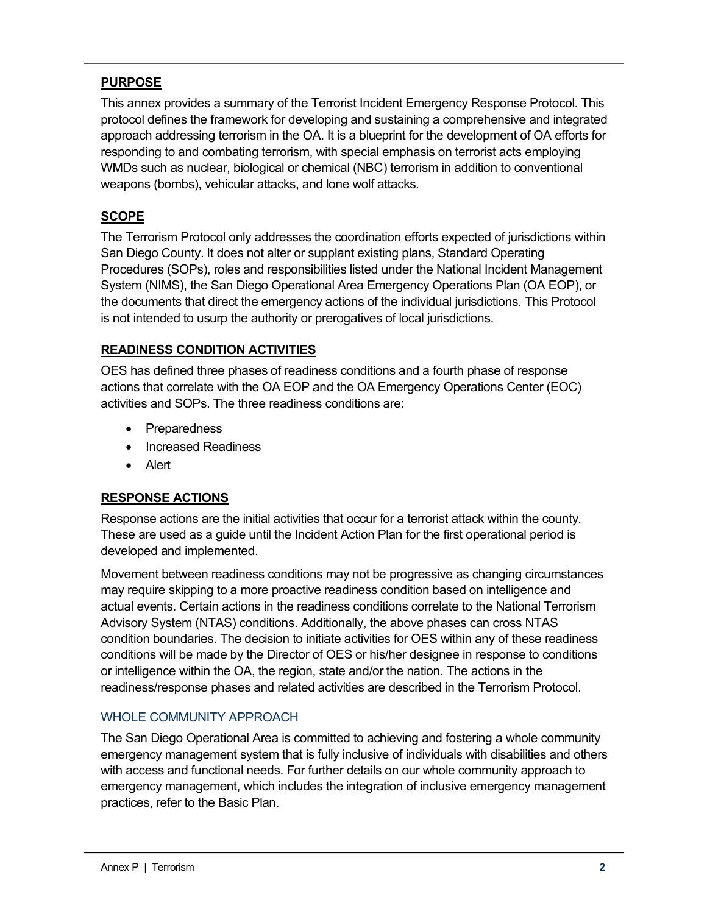## PURPOSE

This annex provides a summary of the Terrorist Incident Emergency Response Protocol. This protocol defines the framework for developing and sustaining a comprehensive and integrated approach addressing terrorism in the OA. It is a blueprint for the development of OA efforts for responding to and combating terrorism, with special emphasis on terrorist acts employing WMDs such as nuclear, biological or chemical (NBC) terrorism in addition to conventional weapons (bombs), vehicular attacks, and lone wolf attacks.

## SCOPE

The Terrorism Protocol only addresses the coordination efforts expected of jurisdictions within San Diego County. It does not alter or supplant existing plans, Standard Operating Procedures (SOPs), roles and responsibilities listed under the National Incident Management System (NIMS), the San Diego Operational Area Emergency Operations Plan (OA EOP), or the documents that direct the emergency actions of the individual jurisdictions. This Protocol is not intended to usurp the authority or prerogatives of local jurisdictions.

## READINESS CONDITION ACTIVITIES

OES has defined three phases of readiness conditions and a fourth phase of response actions that correlate with the OA EOP and the OA Emergency Operations Center (EOC) activities and SOPs. The three readiness conditions are:

- Preparedness
- Increased Readiness
- Alert

## RESPONSE ACTIONS

Response actions are the initial activities that occur for a terrorist attack within the county. These are used as a guide until the Incident Action Plan for the first operational period is developed and implemented.

Movement between readiness conditions may not be progressive as changing circumstances may require skipping to a more proactive readiness condition based on intelligence and actual events. Certain actions in the readiness conditions correlate to the National Terrorism Advisory System (NTAS) conditions. Additionally, the above phases can cross NTAS condition boundaries. The decision to initiate activities for OES within any of these readiness conditions will be made by the Director of OES or his/her designee in response to conditions or intelligence within the OA, the region, state and/or the nation. The actions in the readiness/response phases and related activities are described in the Terrorism Protocol.

### WHOLE COMMUNITY APPROACH

The San Diego Operational Area is committed to achieving and fostering a whole community emergency management system that is fully inclusive of individuals with disabilities and others with access and functional needs. For further details on our whole community approach to emergency management, which includes the integration of inclusive emergency management practices, refer to the Basic Plan.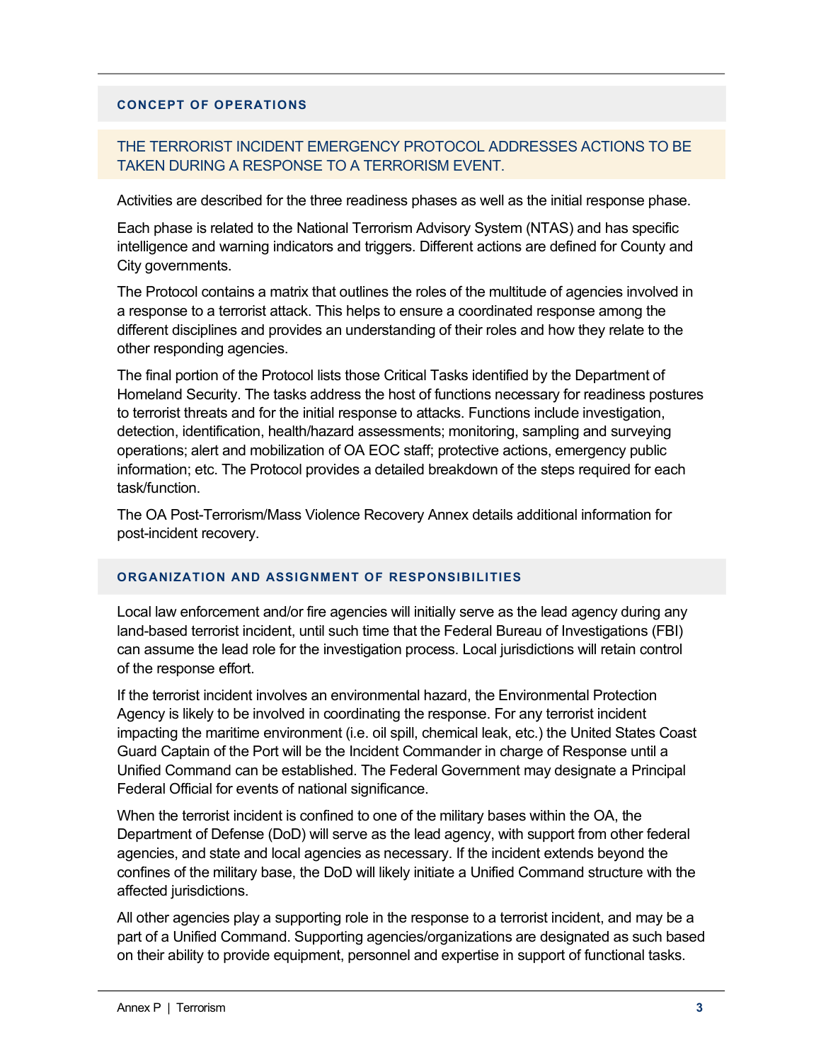## CONCEPT OF OPERATIONS

### THE TERRORIST INCIDENT EMERGENCY PROTOCOL ADDRESSES ACTIONS TO BE TAKEN DURING A RESPONSE TO A TERRORISM EVENT.

Activities are described for the three readiness phases as well as the initial response phase.

Each phase is related to the National Terrorism Advisory System (NTAS) and has specific intelligence and warning indicators and triggers. Different actions are defined for County and City governments.

The Protocol contains a matrix that outlines the roles of the multitude of agencies involved in a response to a terrorist attack. This helps to ensure a coordinated response among the different disciplines and provides an understanding of their roles and how they relate to the other responding agencies.

The final portion of the Protocol lists those Critical Tasks identified by the Department of Homeland Security. The tasks address the host of functions necessary for readiness postures to terrorist threats and for the initial response to attacks. Functions include investigation, detection, identification, health/hazard assessments; monitoring, sampling and surveying operations; alert and mobilization of OA EOC staff; protective actions, emergency public information; etc. The Protocol provides a detailed breakdown of the steps required for each task/function.

The OA Post-Terrorism/Mass Violence Recovery Annex details additional information for post-incident recovery.

## ORGANIZATION AND ASSIGNMENT OF RESPONSIBILITIES

Local law enforcement and/or fire agencies will initially serve as the lead agency during any land-based terrorist incident, until such time that the Federal Bureau of Investigations (FBI) can assume the lead role for the investigation process. Local jurisdictions will retain control of the response effort.

If the terrorist incident involves an environmental hazard, the Environmental Protection Agency is likely to be involved in coordinating the response. For any terrorist incident impacting the maritime environment (i.e. oil spill, chemical leak, etc.) the United States Coast Guard Captain of the Port will be the Incident Commander in charge of Response until a Unified Command can be established. The Federal Government may designate a Principal Federal Official for events of national significance.

When the terrorist incident is confined to one of the military bases within the OA, the Department of Defense (DoD) will serve as the lead agency, with support from other federal agencies, and state and local agencies as necessary. If the incident extends beyond the confines of the military base, the DoD will likely initiate a Unified Command structure with the affected jurisdictions.

All other agencies play a supporting role in the response to a terrorist incident, and may be a part of a Unified Command. Supporting agencies/organizations are designated as such based on their ability to provide equipment, personnel and expertise in support of functional tasks.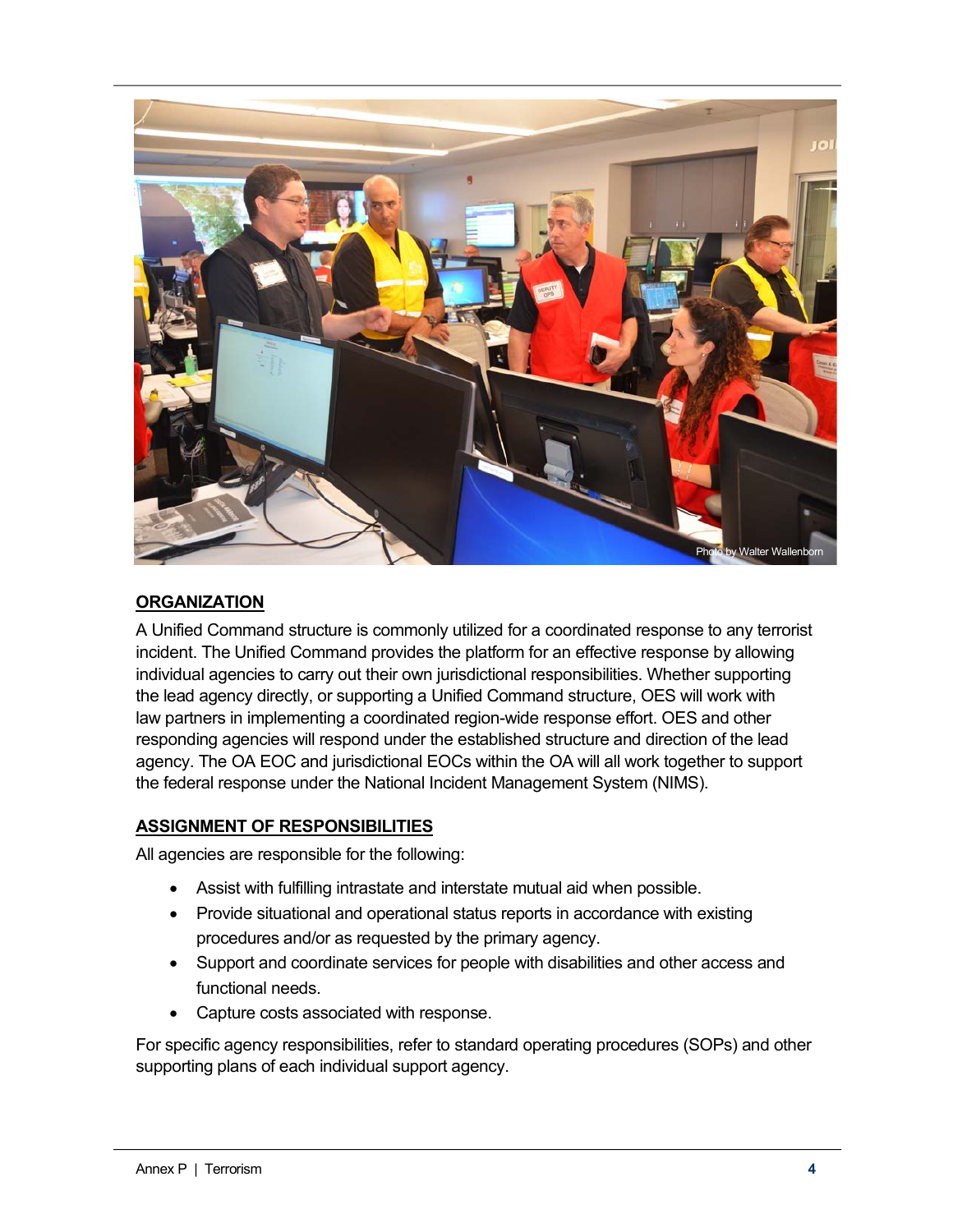## ORGANIZATION

A Unified Command structure is commonly utilized for a coordinated response to any terrorist incident. The Unified Command provides the platform for an effective response by allowing individual agencies to carry out their own jurisdictional responsibilities. Whether supporting the lead agency directly, or supporting a Unified Command structure, OES will work with law partners in implementing a coordinated region-wide response effort. OES and other responding agencies will respond under the established structure and direction of the lead agency. The OA EOC and jurisdictional EOCs within the OA will all work together to support the federal response under the National Incident Management System (NIMS).

## ASSIGNMENT OF RESPONSIBILITIES

All agencies are responsible for the following:

- Assist with fulfilling intrastate and interstate mutual aid when possible.
- Provide situational and operational status reports in accordance with existing procedures and/or as requested by the primary agency.
- Support and coordinate services for people with disabilities and other access and functional needs.
- Capture costs associated with response.

For specific agency responsibilities, refer to standard operating procedures (SOPs) and other supporting plans of each individual support agency.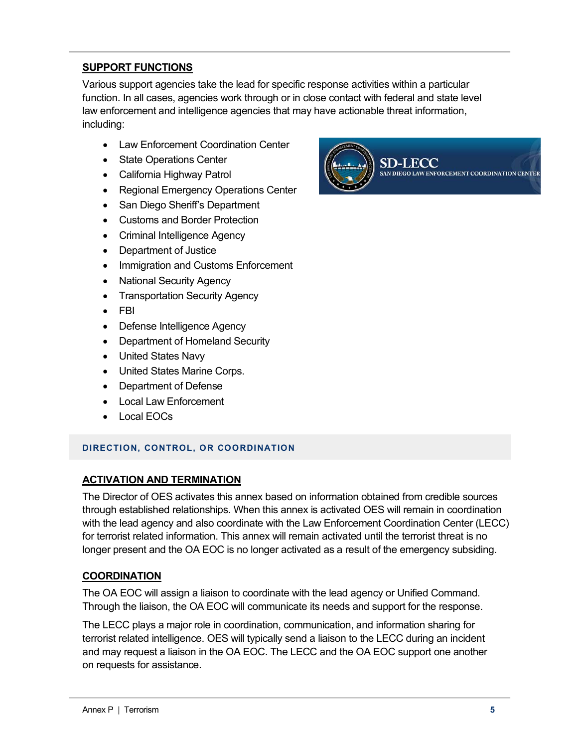## SUPPORT FUNCTIONS

Various support agencies take the lead for specific response activities within a particular function. In all cases, agencies work through or in close contact with federal and state level law enforcement and intelligence agencies that may have actionable threat information, including:

- Law Enforcement Coordination Center
- State Operations Center
- California Highway Patrol
- Regional Emergency Operations Center
- San Diego Sheriff's Department
- Customs and Border Protection
- Criminal Intelligence Agency
- Department of Justice
- Immigration and Customs Enforcement
- National Security Agency
- Transportation Security Agency
- FBI
- Defense Intelligence Agency
- Department of Homeland Security
- United States Navy
- United States Marine Corps.
- Department of Defense
- Local Law Enforcement
- Local EOCs

SD-LECC
SAN DIEGO LAW ENFORCEMENT COORDINATION CENTER

# DIRECTION, CONTROL, OR COORDINATION

## ACTIVATION AND TERMINATION

The Director of OES activates this annex based on information obtained from credible sources through established relationships. When this annex is activated OES will remain in coordination with the lead agency and also coordinate with the Law Enforcement Coordination Center (LECC) for terrorist related information. This annex will remain activated until the terrorist threat is no longer present and the OA EOC is no longer activated as a result of the emergency subsiding.

## COORDINATION

The OA EOC will assign a liaison to coordinate with the lead agency or Unified Command. Through the liaison, the OA EOC will communicate its needs and support for the response.

The LECC plays a major role in coordination, communication, and information sharing for terrorist related intelligence. OES will typically send a liaison to the LECC during an incident and may request a liaison in the OA EOC. The LECC and the OA EOC support one another on requests for assistance.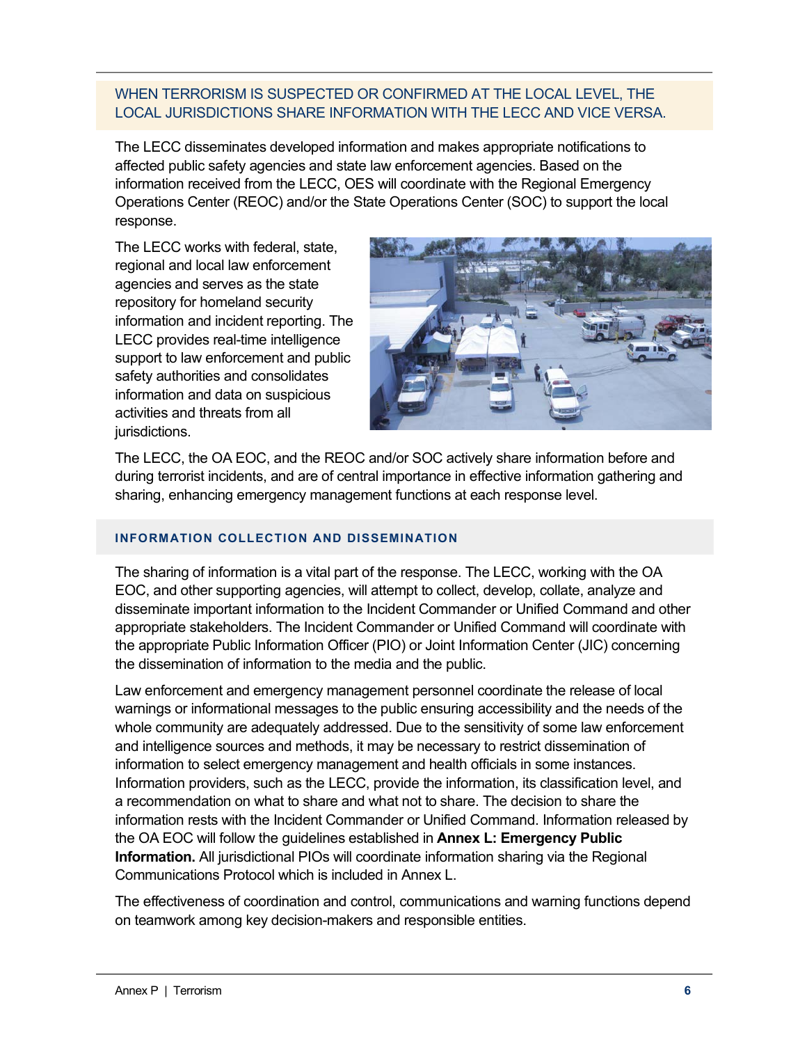WHEN TERRORISM IS SUSPECTED OR CONFIRMED AT THE LOCAL LEVEL, THE LOCAL JURISDICTIONS SHARE INFORMATION WITH THE LECC AND VICE VERSA.

The LECC disseminates developed information and makes appropriate notifications to affected public safety agencies and state law enforcement agencies. Based on the information received from the LECC, OES will coordinate with the Regional Emergency Operations Center (REOC) and/or the State Operations Center (SOC) to support the local response.

The LECC works with federal, state, regional and local law enforcement agencies and serves as the state repository for homeland security information and incident reporting. The LECC provides real-time intelligence support to law enforcement and public safety authorities and consolidates information and data on suspicious activities and threats from all jurisdictions.

The LECC, the OA EOC, and the REOC and/or SOC actively share information before and during terrorist incidents, and are of central importance in effective information gathering and sharing, enhancing emergency management functions at each response level.

### INFORMATION COLLECTION AND DISSEMINATION

The sharing of information is a vital part of the response. The LECC, working with the OA EOC, and other supporting agencies, will attempt to collect, develop, collate, analyze and disseminate important information to the Incident Commander or Unified Command and other appropriate stakeholders. The Incident Commander or Unified Command will coordinate with the appropriate Public Information Officer (PIO) or Joint Information Center (JIC) concerning the dissemination of information to the media and the public.

Law enforcement and emergency management personnel coordinate the release of local warnings or informational messages to the public ensuring accessibility and the needs of the whole community are adequately addressed. Due to the sensitivity of some law enforcement and intelligence sources and methods, it may be necessary to restrict dissemination of information to select emergency management and health officials in some instances. Information providers, such as the LECC, provide the information, its classification level, and a recommendation on what to share and what not to share. The decision to share the information rests with the Incident Commander or Unified Command. Information released by the OA EOC will follow the guidelines established in **Annex L: Emergency Public Information.** All jurisdictional PIOs will coordinate information sharing via the Regional Communications Protocol which is included in Annex L.

The effectiveness of coordination and control, communications and warning functions depend on teamwork among key decision-makers and responsible entities.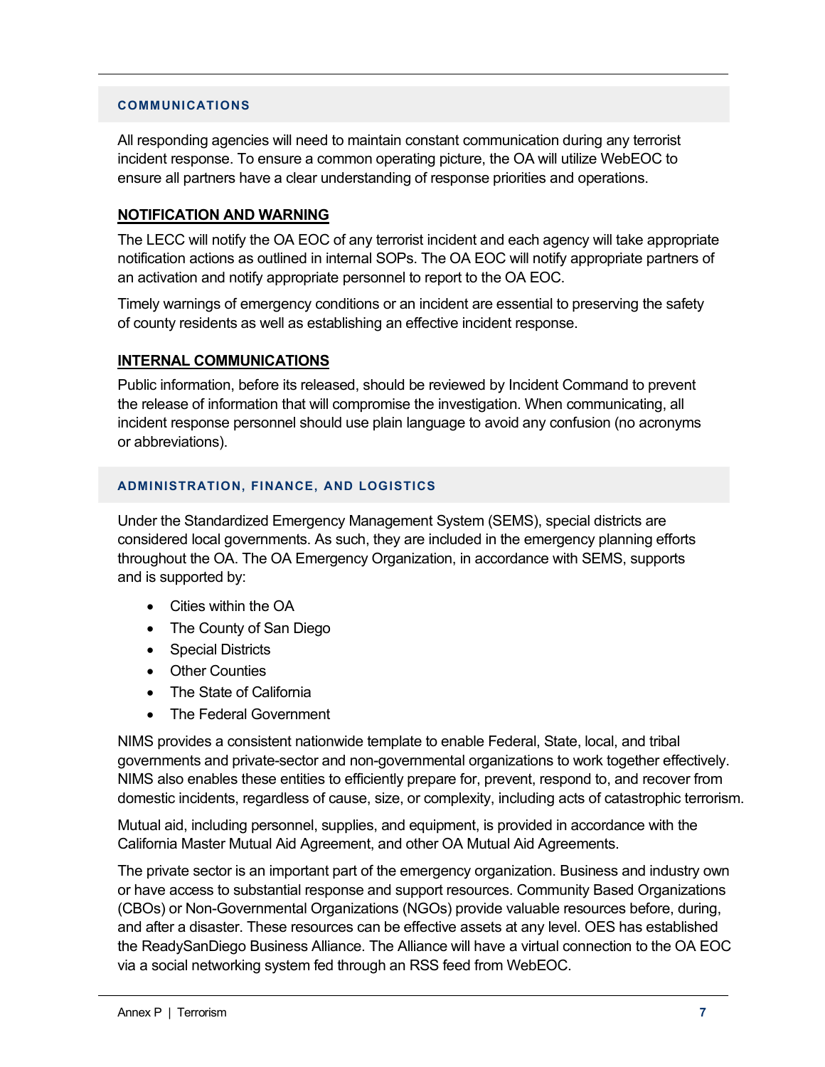## COMMUNICATIONS

All responding agencies will need to maintain constant communication during any terrorist incident response. To ensure a common operating picture, the OA will utilize WebEOC to ensure all partners have a clear understanding of response priorities and operations.

### NOTIFICATION AND WARNING

The LECC will notify the OA EOC of any terrorist incident and each agency will take appropriate notification actions as outlined in internal SOPs. The OA EOC will notify appropriate partners of an activation and notify appropriate personnel to report to the OA EOC.

Timely warnings of emergency conditions or an incident are essential to preserving the safety of county residents as well as establishing an effective incident response.

### INTERNAL COMMUNICATIONS

Public information, before its released, should be reviewed by Incident Command to prevent the release of information that will compromise the investigation. When communicating, all incident response personnel should use plain language to avoid any confusion (no acronyms or abbreviations).

## ADMINISTRATION, FINANCE, AND LOGISTICS

Under the Standardized Emergency Management System (SEMS), special districts are considered local governments. As such, they are included in the emergency planning efforts throughout the OA. The OA Emergency Organization, in accordance with SEMS, supports and is supported by:

- Cities within the OA
- The County of San Diego
- Special Districts
- Other Counties
- The State of California
- The Federal Government

NIMS provides a consistent nationwide template to enable Federal, State, local, and tribal governments and private-sector and non-governmental organizations to work together effectively. NIMS also enables these entities to efficiently prepare for, prevent, respond to, and recover from domestic incidents, regardless of cause, size, or complexity, including acts of catastrophic terrorism.

Mutual aid, including personnel, supplies, and equipment, is provided in accordance with the California Master Mutual Aid Agreement, and other OA Mutual Aid Agreements.

The private sector is an important part of the emergency organization. Business and industry own or have access to substantial response and support resources. Community Based Organizations (CBOs) or Non-Governmental Organizations (NGOs) provide valuable resources before, during, and after a disaster. These resources can be effective assets at any level. OES has established the ReadySanDiego Business Alliance. The Alliance will have a virtual connection to the OA EOC via a social networking system fed through an RSS feed from WebEOC.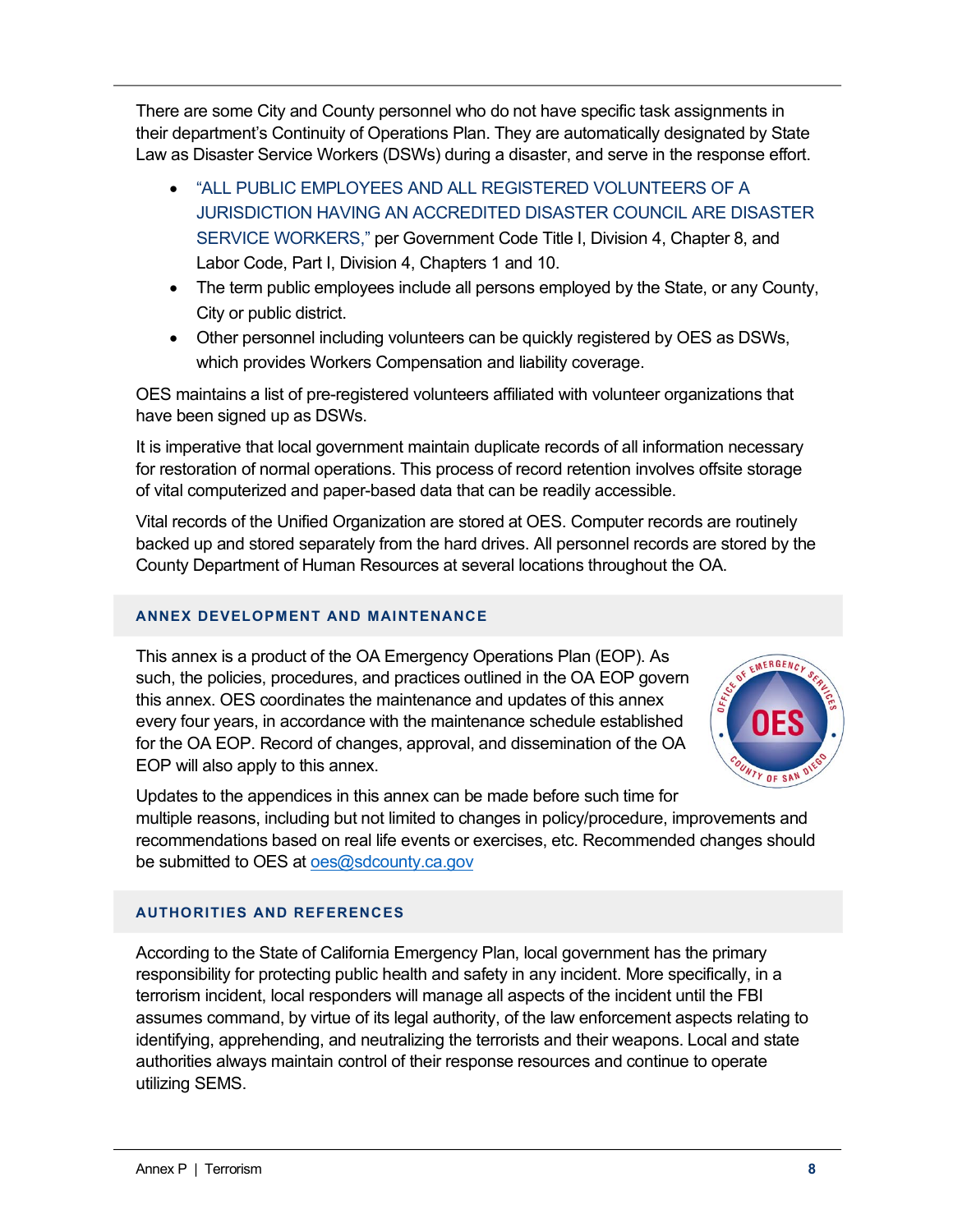There are some City and County personnel who do not have specific task assignments in their department's Continuity of Operations Plan. They are automatically designated by State Law as Disaster Service Workers (DSWs) during a disaster, and serve in the response effort.

- "ALL PUBLIC EMPLOYEES AND ALL REGISTERED VOLUNTEERS OF A JURISDICTION HAVING AN ACCREDITED DISASTER COUNCIL ARE DISASTER SERVICE WORKERS," per Government Code Title I, Division 4, Chapter 8, and Labor Code, Part I, Division 4, Chapters 1 and 10.
- The term public employees include all persons employed by the State, or any County, City or public district.
- Other personnel including volunteers can be quickly registered by OES as DSWs, which provides Workers Compensation and liability coverage.

OES maintains a list of pre-registered volunteers affiliated with volunteer organizations that have been signed up as DSWs.

It is imperative that local government maintain duplicate records of all information necessary for restoration of normal operations. This process of record retention involves offsite storage of vital computerized and paper-based data that can be readily accessible.

Vital records of the Unified Organization are stored at OES. Computer records are routinely backed up and stored separately from the hard drives. All personnel records are stored by the County Department of Human Resources at several locations throughout the OA.

## ANNEX DEVELOPMENT AND MAINTENANCE

This annex is a product of the OA Emergency Operations Plan (EOP). As such, the policies, procedures, and practices outlined in the OA EOP govern this annex. OES coordinates the maintenance and updates of this annex every four years, in accordance with the maintenance schedule established for the OA EOP. Record of changes, approval, and dissemination of the OA EOP will also apply to this annex.

Updates to the appendices in this annex can be made before such time for multiple reasons, including but not limited to changes in policy/procedure, improvements and recommendations based on real life events or exercises, etc. Recommended changes should be submitted to OES at oes@sdcounty.ca.gov

## AUTHORITIES AND REFERENCES

According to the State of California Emergency Plan, local government has the primary responsibility for protecting public health and safety in any incident. More specifically, in a terrorism incident, local responders will manage all aspects of the incident until the FBI assumes command, by virtue of its legal authority, of the law enforcement aspects relating to identifying, apprehending, and neutralizing the terrorists and their weapons. Local and state authorities always maintain control of their response resources and continue to operate utilizing SEMS.